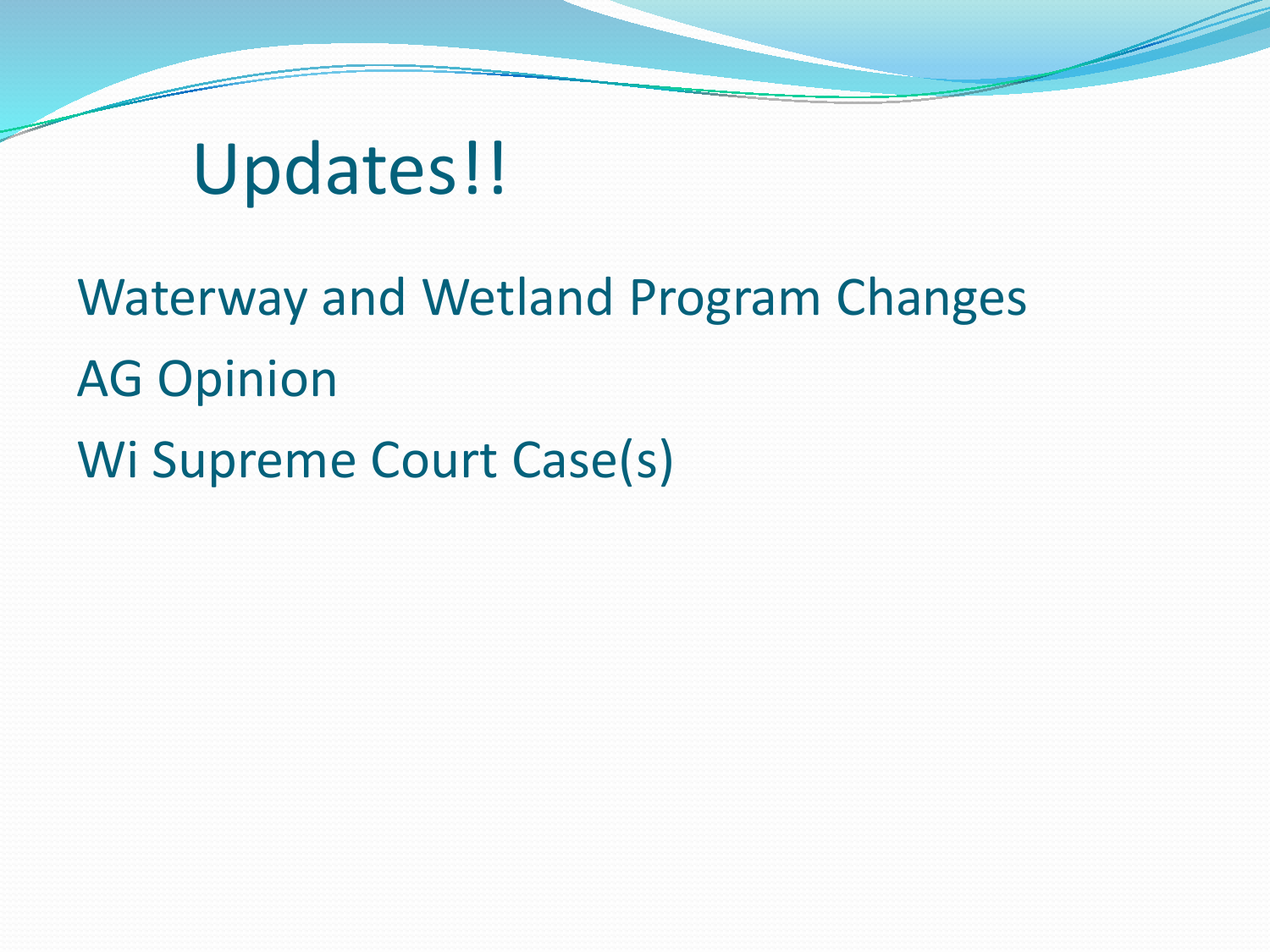# Updates!!

Waterway and Wetland Program Changes

AG Opinion

Wi Supreme Court Case(s)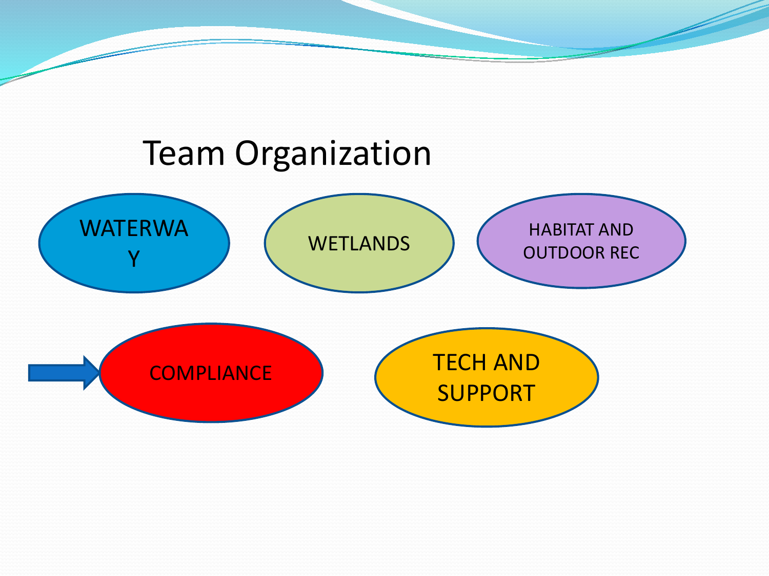# Team Organization

- WATERWAY
- WETLANDS
- HABITAT AND OUTDOOR REC
- COMPLIANCE
- TECH AND SUPPORT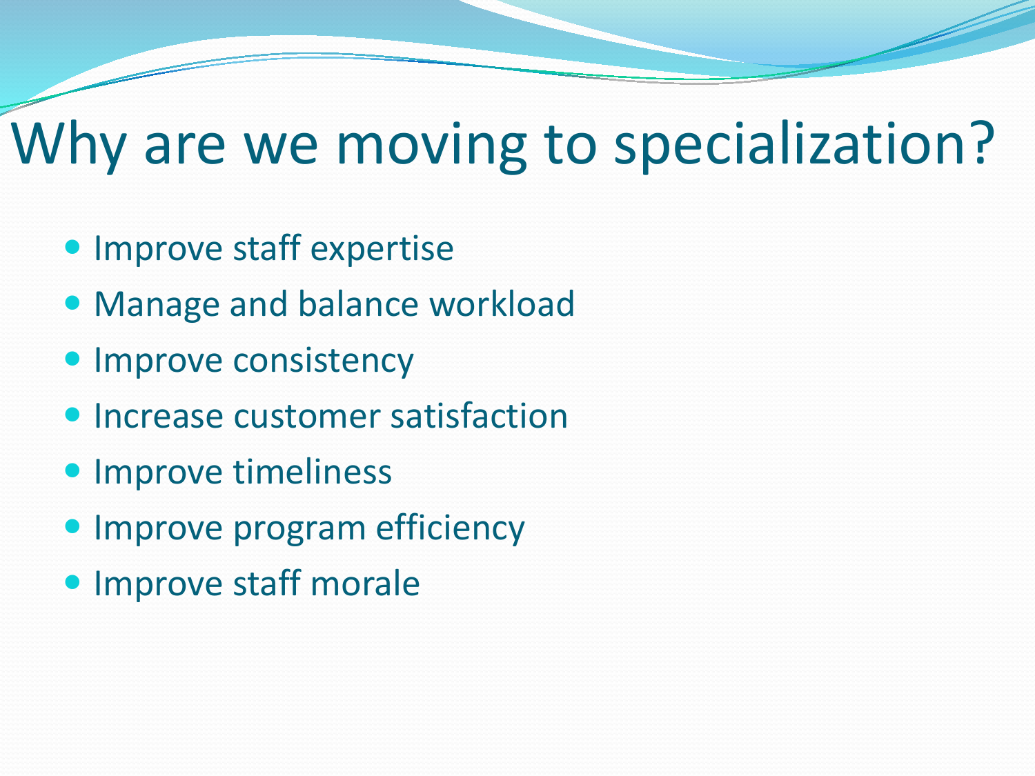# Why are we moving to specialization?

- Improve staff expertise
- Manage and balance workload
- Improve consistency
- Increase customer satisfaction
- Improve timeliness
- Improve program efficiency
- Improve staff morale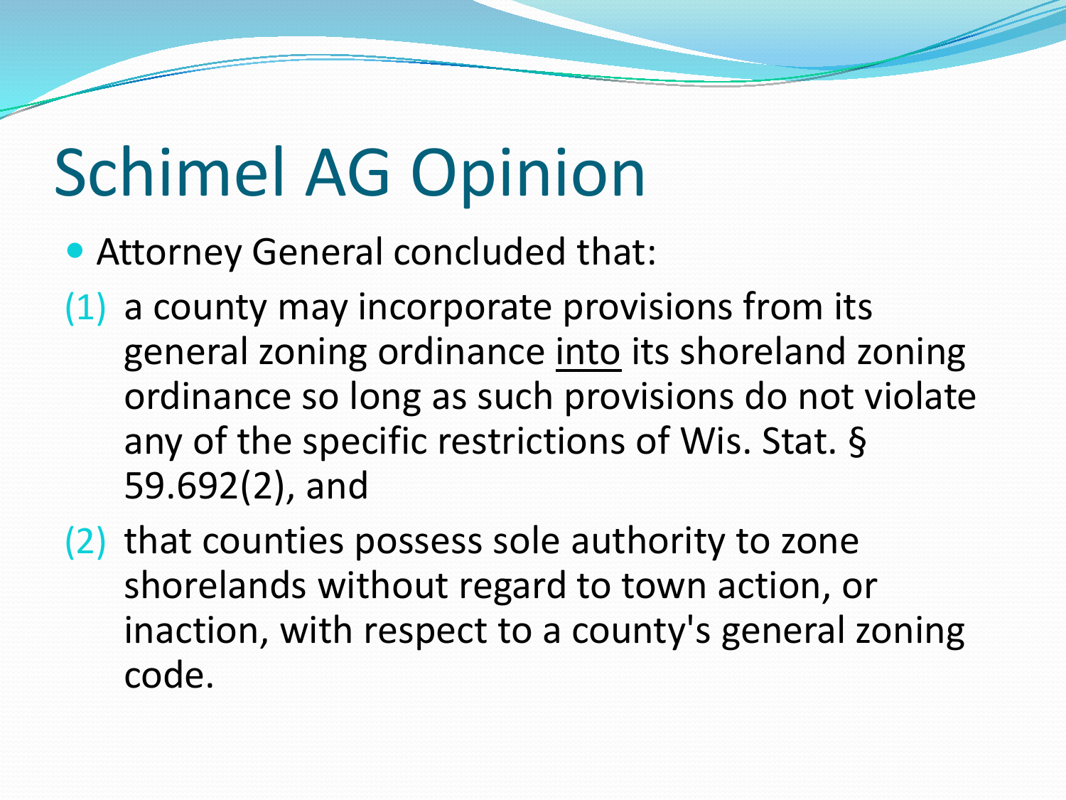# Schimel AG Opinion

- Attorney General concluded that:

(1) a county may incorporate provisions from its general zoning ordinance <u>into</u> its shoreland zoning ordinance so long as such provisions do not violate any of the specific restrictions of Wis. Stat. § 59.692(2), and

(2) that counties possess sole authority to zone shorelands without regard to town action, or inaction, with respect to a county's general zoning code.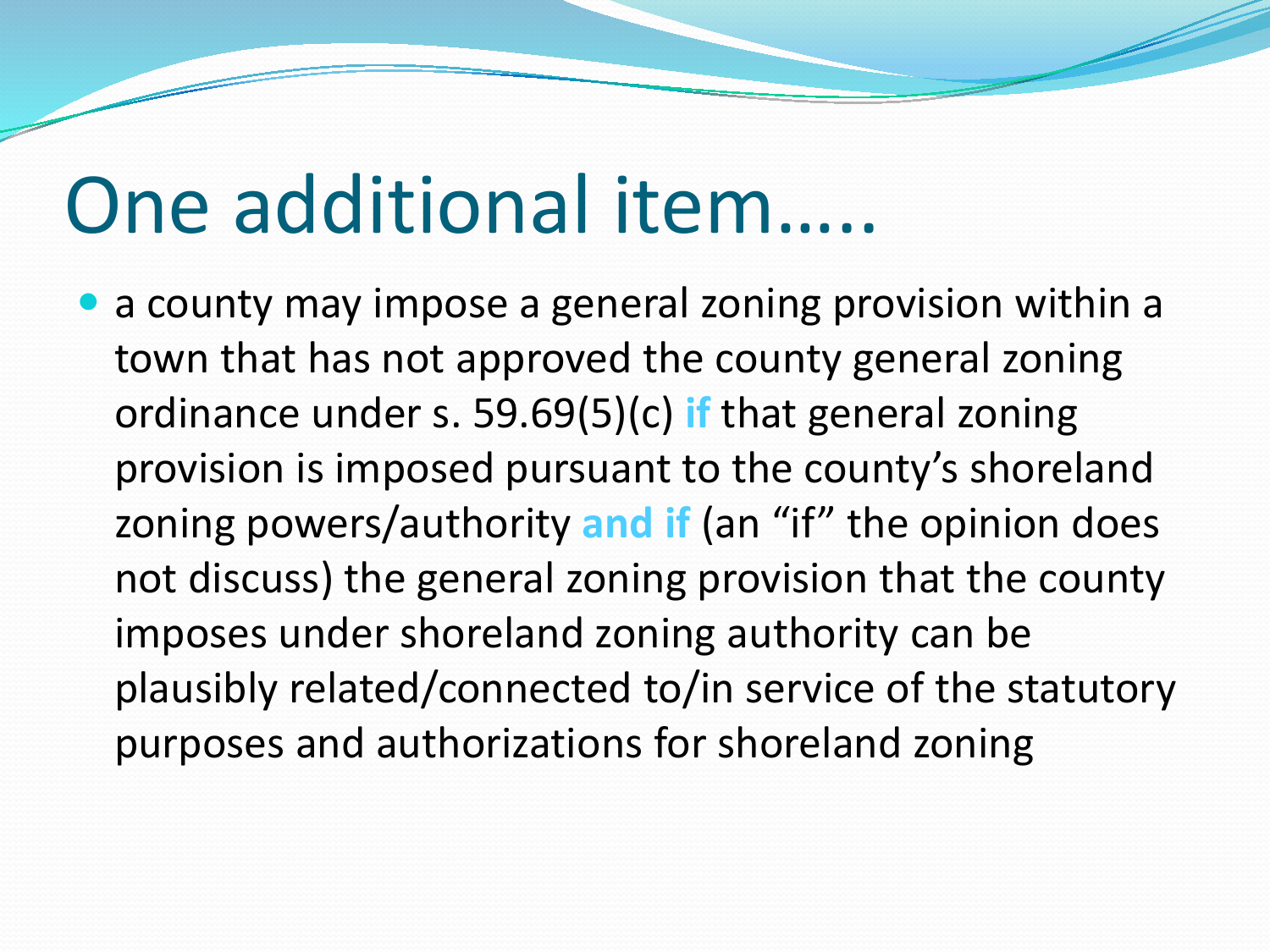# One additional item…..

- a county may impose a general zoning provision within a town that has not approved the county general zoning ordinance under s. 59.69(5)(c) **if** that general zoning provision is imposed pursuant to the county's shoreland zoning powers/authority **and if** (an "if" the opinion does not discuss) the general zoning provision that the county imposes under shoreland zoning authority can be plausibly related/connected to/in service of the statutory purposes and authorizations for shoreland zoning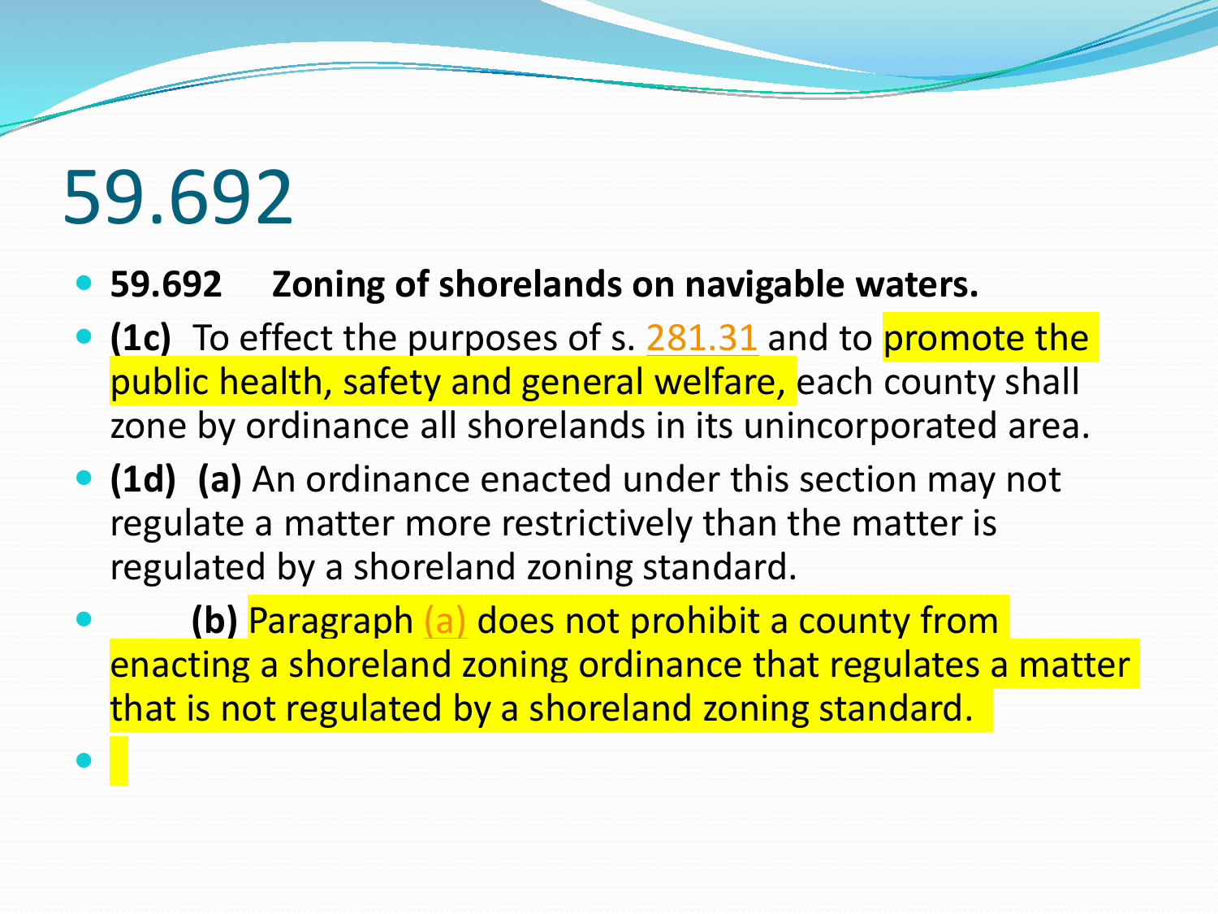# 59.692

- **59.692 Zoning of shorelands on navigable waters.**
- **(1c)** To effect the purposes of s. 281.31 and to promote the public health, safety and general welfare, each county shall zone by ordinance all shorelands in its unincorporated area.
- **(1d)** **(a)** An ordinance enacted under this section may not regulate a matter more restrictively than the matter is regulated by a shoreland zoning standard.
- **(b)** Paragraph (a) does not prohibit a county from enacting a shoreland zoning ordinance that regulates a matter that is not regulated by a shoreland zoning standard.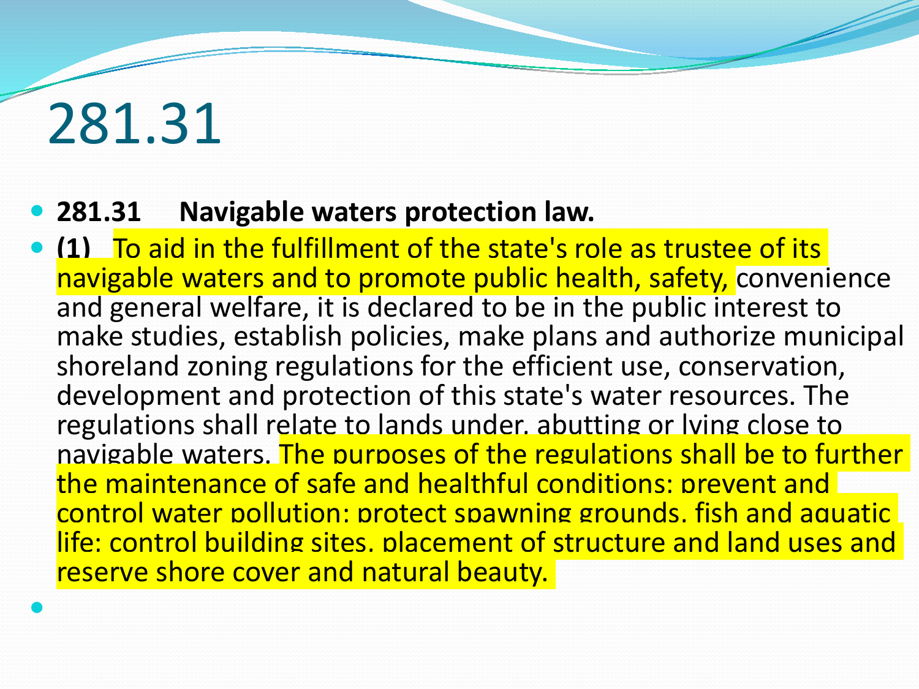# 281.31

- **281.31 Navigable waters protection law.**
- **(1)** To aid in the fulfillment of the state's role as trustee of its navigable waters and to promote public health, safety, convenience and general welfare, it is declared to be in the public interest to make studies, establish policies, make plans and authorize municipal shoreland zoning regulations for the efficient use, conservation, development and protection of this state's water resources. The regulations shall relate to lands under, abutting or lying close to navigable waters. The purposes of the regulations shall be to further the maintenance of safe and healthful conditions; prevent and control water pollution; protect spawning grounds, fish and aquatic life; control building sites, placement of structure and land uses and reserve shore cover and natural beauty.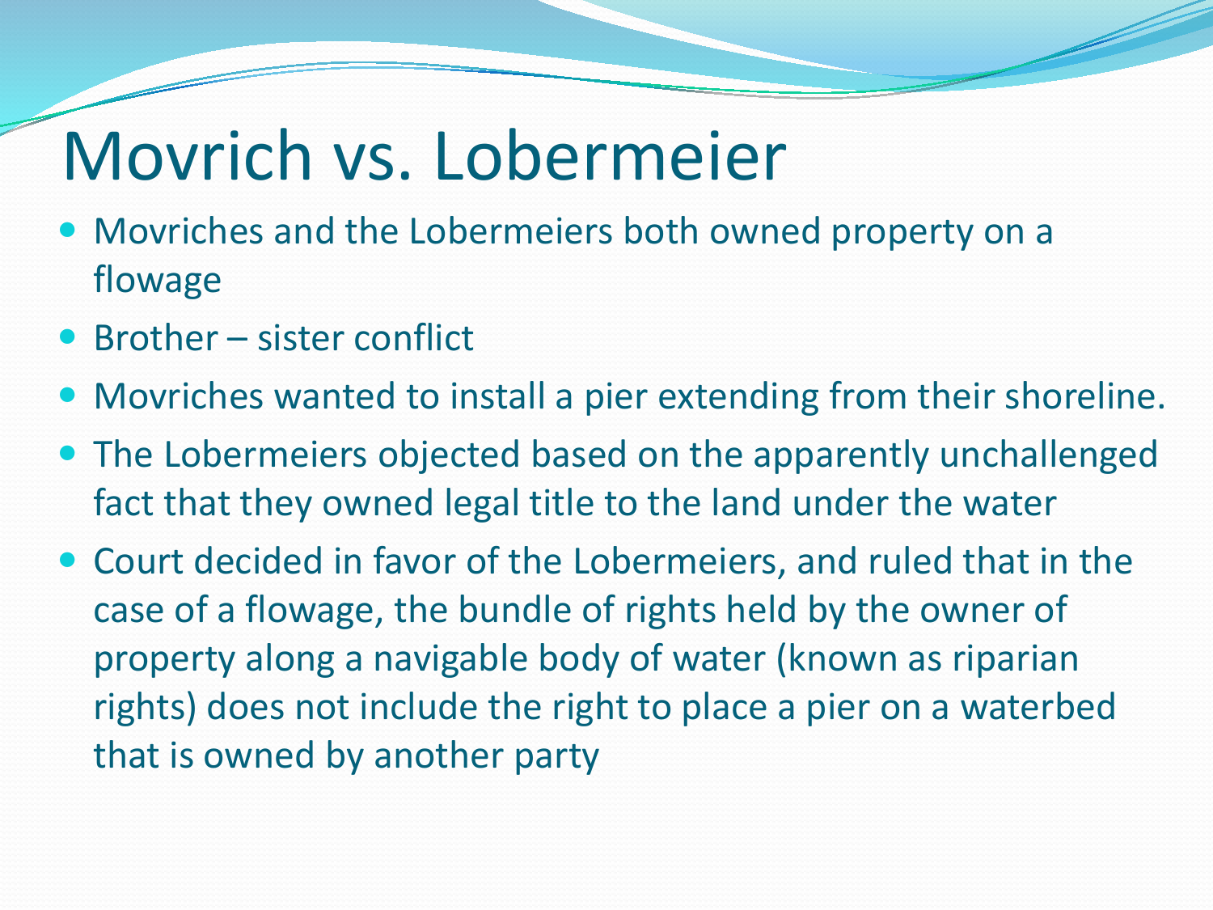# Movrich vs. Lobermeier

- Movriches and the Lobermeiers both owned property on a flowage
- Brother – sister conflict
- Movriches wanted to install a pier extending from their shoreline.
- The Lobermeiers objected based on the apparently unchallenged fact that they owned legal title to the land under the water
- Court decided in favor of the Lobermeiers, and ruled that in the case of a flowage, the bundle of rights held by the owner of property along a navigable body of water (known as riparian rights) does not include the right to place a pier on a waterbed that is owned by another party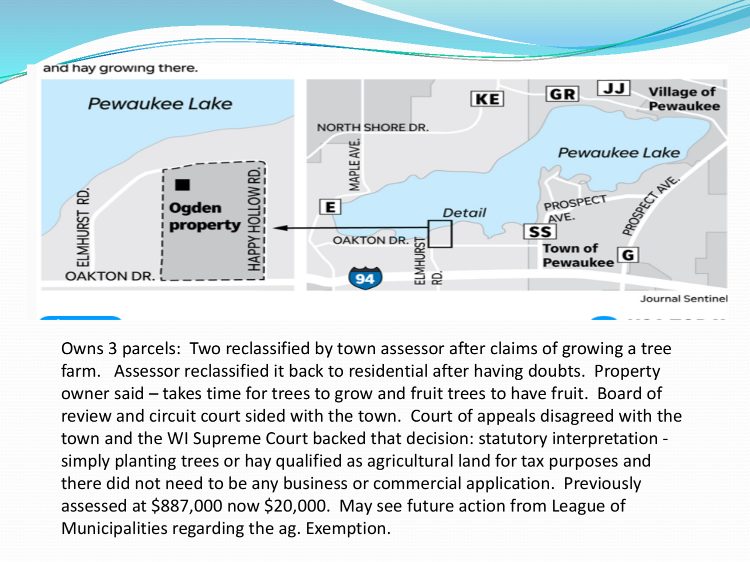and hay growing there.

Pewaukee Lake

Ogden property

ELMHURST RD.

HAPPY HOLLOW RD.

OAKTON DR.

NORTH SHORE DR.

MAPLE AVE.

KE

GR

JJ

Village of Pewaukee

Pewaukee Lake

E

Detail

PROSPECT AVE.

PROSPECT AVE.

SS

OAKTON DR.

ELMHURST RD.

Town of Pewaukee

G

94

Journal Sentinel

Owns 3 parcels: Two reclassified by town assessor after claims of growing a tree farm. Assessor reclassified it back to residential after having doubts. Property owner said – takes time for trees to grow and fruit trees to have fruit. Board of review and circuit court sided with the town. Court of appeals disagreed with the town and the WI Supreme Court backed that decision: statutory interpretation - simply planting trees or hay qualified as agricultural land for tax purposes and there did not need to be any business or commercial application. Previously assessed at $887,000 now $20,000. May see future action from League of Municipalities regarding the ag. Exemption.